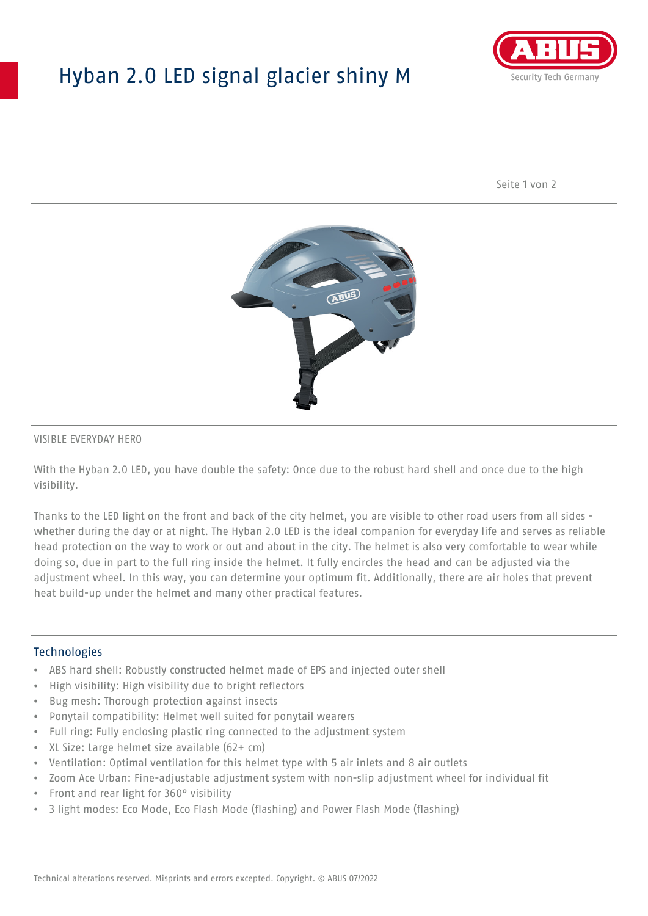# Hyban 2.0 LED signal glacier shiny M

VISIBLE EVERYDAY HERO

With the Hyban 2.0 LED, you have double the safety: Once due to the robust hard shell and once due to the high visibility.

Thanks to the LED light on the front and back of the city helmet, you are visible to other road users from all sides - whether during the day or at night. The Hyban 2.0 LED is the ideal companion for everyday life and serves as reliable head protection on the way to work or out and about in the city. The helmet is also very comfortable to wear while doing so, due in part to the full ring inside the helmet. It fully encircles the head and can be adjusted via the adjustment wheel. In this way, you can determine your optimum fit. Additionally, there are air holes that prevent heat build-up under the helmet and many other practical features.

## Technologies

- ABS hard shell: Robustly constructed helmet made of EPS and injected outer shell
- High visibility: High visibility due to bright reflectors
- Bug mesh: Thorough protection against insects
- Ponytail compatibility: Helmet well suited for ponytail wearers
- Full ring: Fully enclosing plastic ring connected to the adjustment system
- XL Size: Large helmet size available (62+ cm)
- Ventilation: Optimal ventilation for this helmet type with 5 air inlets and 8 air outlets
- Zoom Ace Urban: Fine-adjustable adjustment system with non-slip adjustment wheel for individual fit
- Front and rear light for 360° visibility
- 3 light modes: Eco Mode, Eco Flash Mode (flashing) and Power Flash Mode (flashing)

Technical alterations reserved. Misprints and errors excepted. Copyright. © ABUS 07/2022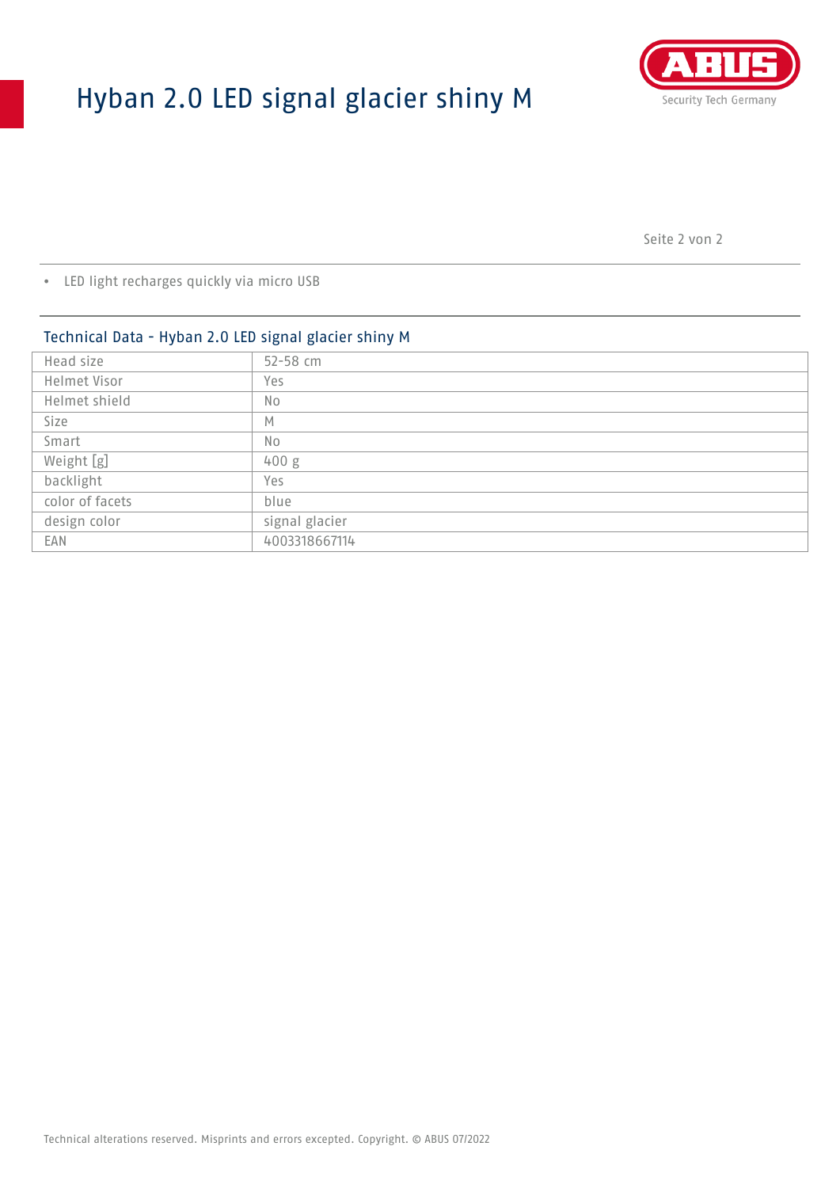- LED light recharges quickly via micro USB

## Technical Data - Hyban 2.0 LED signal glacier shiny M

| | |
|---|---|
| Head size | 52-58 cm |
| Helmet Visor | Yes |
| Helmet shield | No |
| Size | M |
| Smart | No |
| Weight [g] | 400 g |
| backlight | Yes |
| color of facets | blue |
| design color | signal glacier |
| EAN | 4003318667114 |

Technical alterations reserved. Misprints and errors excepted. Copyright. © ABUS 07/2022